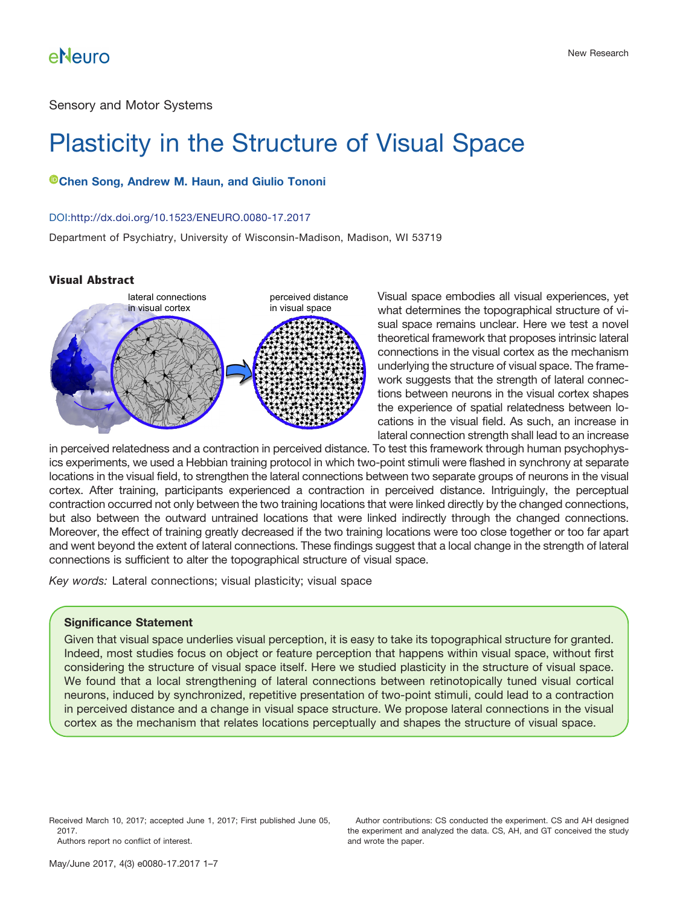Sensory and Motor Systems

# Plasticity in the Structure of Visual Space

**Chen Song, Andrew M. Haun, and Giulio Tononi**

DOI:http://dx.doi.org/10.1523/ENEURO.0080-17.2017

Department of Psychiatry, University of Wisconsin-Madison, Madison, WI 53719

### Visual Abstract

lateral connections in visual cortex

perceived distance in visual space

Visual space embodies all visual experiences, yet what determines the topographical structure of visual space remains unclear. Here we test a novel theoretical framework that proposes intrinsic lateral connections in the visual cortex as the mechanism underlying the structure of visual space. The framework suggests that the strength of lateral connections between neurons in the visual cortex shapes the experience of spatial relatedness between locations in the visual field. As such, an increase in lateral connection strength shall lead to an increase in perceived relatedness and a contraction in perceived distance. To test this framework through human psychophysics experiments, we used a Hebbian training protocol in which two-point stimuli were flashed in synchrony at separate locations in the visual field, to strengthen the lateral connections between two separate groups of neurons in the visual cortex. After training, participants experienced a contraction in perceived distance. Intriguingly, the perceptual contraction occurred not only between the two training locations that were linked directly by the changed connections, but also between the outward untrained locations that were linked indirectly through the changed connections. Moreover, the effect of training greatly decreased if the two training locations were too close together or too far apart and went beyond the extent of lateral connections. These findings suggest that a local change in the strength of lateral connections is sufficient to alter the topographical structure of visual space.

*Key words:* Lateral connections; visual plasticity; visual space

### Significance Statement

Given that visual space underlies visual perception, it is easy to take its topographical structure for granted. Indeed, most studies focus on object or feature perception that happens within visual space, without first considering the structure of visual space itself. Here we studied plasticity in the structure of visual space. We found that a local strengthening of lateral connections between retinotopically tuned visual cortical neurons, induced by synchronized, repetitive presentation of two-point stimuli, could lead to a contraction in perceived distance and a change in visual space structure. We propose lateral connections in the visual cortex as the mechanism that relates locations perceptually and shapes the structure of visual space.

Received March 10, 2017; accepted June 1, 2017; First published June 05, 2017.

Authors report no conflict of interest.

Author contributions: CS conducted the experiment. CS and AH designed the experiment and analyzed the data. CS, AH, and GT conceived the study and wrote the paper.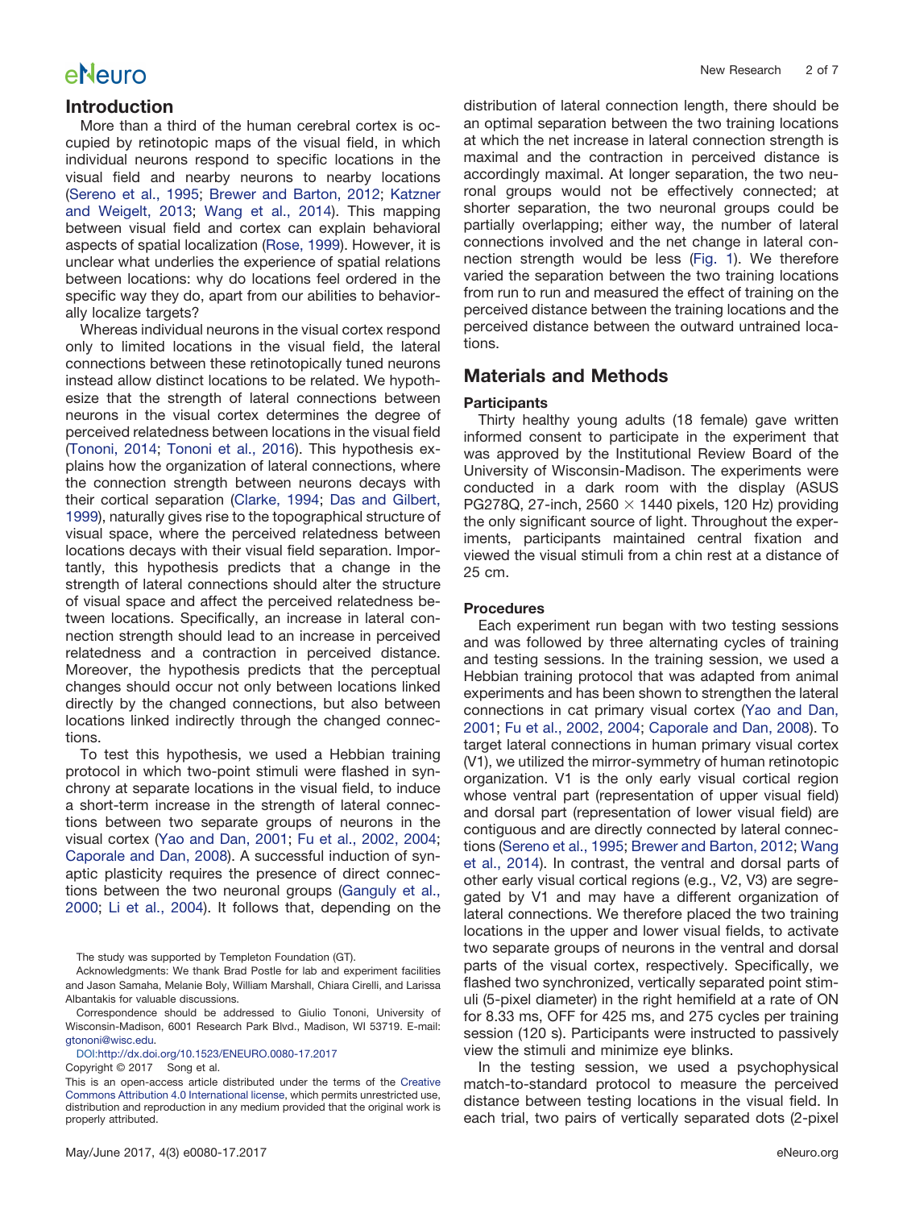## Introduction

More than a third of the human cerebral cortex is occupied by retinotopic maps of the visual field, in which individual neurons respond to specific locations in the visual field and nearby neurons to nearby locations (Sereno et al., 1995; Brewer and Barton, 2012; Katzner and Weigelt, 2013; Wang et al., 2014). This mapping between visual field and cortex can explain behavioral aspects of spatial localization (Rose, 1999). However, it is unclear what underlies the experience of spatial relations between locations: why do locations feel ordered in the specific way they do, apart from our abilities to behaviorally localize targets?

Whereas individual neurons in the visual cortex respond only to limited locations in the visual field, the lateral connections between these retinotopically tuned neurons instead allow distinct locations to be related. We hypothesize that the strength of lateral connections between neurons in the visual cortex determines the degree of perceived relatedness between locations in the visual field (Tononi, 2014; Tononi et al., 2016). This hypothesis explains how the organization of lateral connections, where the connection strength between neurons decays with their cortical separation (Clarke, 1994; Das and Gilbert, 1999), naturally gives rise to the topographical structure of visual space, where the perceived relatedness between locations decays with their visual field separation. Importantly, this hypothesis predicts that a change in the strength of lateral connections should alter the structure of visual space and affect the perceived relatedness between locations. Specifically, an increase in lateral connection strength should lead to an increase in perceived relatedness and a contraction in perceived distance. Moreover, the hypothesis predicts that the perceptual changes should occur not only between locations linked directly by the changed connections, but also between locations linked indirectly through the changed connections.

To test this hypothesis, we used a Hebbian training protocol in which two-point stimuli were flashed in synchrony at separate locations in the visual field, to induce a short-term increase in the strength of lateral connections between two separate groups of neurons in the visual cortex (Yao and Dan, 2001; Fu et al., 2002, 2004; Caporale and Dan, 2008). A successful induction of synaptic plasticity requires the presence of direct connections between the two neuronal groups (Ganguly et al., 2000; Li et al., 2004). It follows that, depending on the distribution of lateral connection length, there should be an optimal separation between the two training locations at which the net increase in lateral connection strength is maximal and the contraction in perceived distance is accordingly maximal. At longer separation, the two neuronal groups would not be effectively connected; at shorter separation, the two neuronal groups could be partially overlapping; either way, the number of lateral connections involved and the net change in lateral connection strength would be less (Fig. 1). We therefore varied the separation between the two training locations from run to run and measured the effect of training on the perceived distance between the training locations and the perceived distance between the outward untrained locations.

The study was supported by Templeton Foundation (GT).

Acknowledgments: We thank Brad Postle for lab and experiment facilities and Jason Samaha, Melanie Boly, William Marshall, Chiara Cirelli, and Larissa Albantakis for valuable discussions.

Correspondence should be addressed to Giulio Tononi, University of Wisconsin-Madison, 6001 Research Park Blvd., Madison, WI 53719. E-mail: gtononi@wisc.edu.

DOI:http://dx.doi.org/10.1523/ENEURO.0080-17.2017

Copyright © 2017 Song et al.

This is an open-access article distributed under the terms of the Creative Commons Attribution 4.0 International license, which permits unrestricted use, distribution and reproduction in any medium provided that the original work is properly attributed.

## Materials and Methods

### Participants

Thirty healthy young adults (18 female) gave written informed consent to participate in the experiment that was approved by the Institutional Review Board of the University of Wisconsin-Madison. The experiments were conducted in a dark room with the display (ASUS PG278Q, 27-inch, 2560 $\times$ 1440 pixels, 120 Hz) providing the only significant source of light. Throughout the experiments, participants maintained central fixation and viewed the visual stimuli from a chin rest at a distance of 25 cm.

### Procedures

Each experiment run began with two testing sessions and was followed by three alternating cycles of training and testing sessions. In the training session, we used a Hebbian training protocol that was adapted from animal experiments and has been shown to strengthen the lateral connections in cat primary visual cortex (Yao and Dan, 2001; Fu et al., 2002, 2004; Caporale and Dan, 2008). To target lateral connections in human primary visual cortex (V1), we utilized the mirror-symmetry of human retinotopic organization. V1 is the only early visual cortical region whose ventral part (representation of upper visual field) and dorsal part (representation of lower visual field) are contiguous and are directly connected by lateral connections (Sereno et al., 1995; Brewer and Barton, 2012; Wang et al., 2014). In contrast, the ventral and dorsal parts of other early visual cortical regions (e.g., V2, V3) are segregated by V1 and may have a different organization of lateral connections. We therefore placed the two training locations in the upper and lower visual fields, to activate two separate groups of neurons in the ventral and dorsal parts of the visual cortex, respectively. Specifically, we flashed two synchronized, vertically separated point stimuli (5-pixel diameter) in the right hemifield at a rate of ON for 8.33 ms, OFF for 425 ms, and 275 cycles per training session (120 s). Participants were instructed to passively view the stimuli and minimize eye blinks.

In the testing session, we used a psychophysical match-to-standard protocol to measure the perceived distance between testing locations in the visual field. In each trial, two pairs of vertically separated dots (2-pixel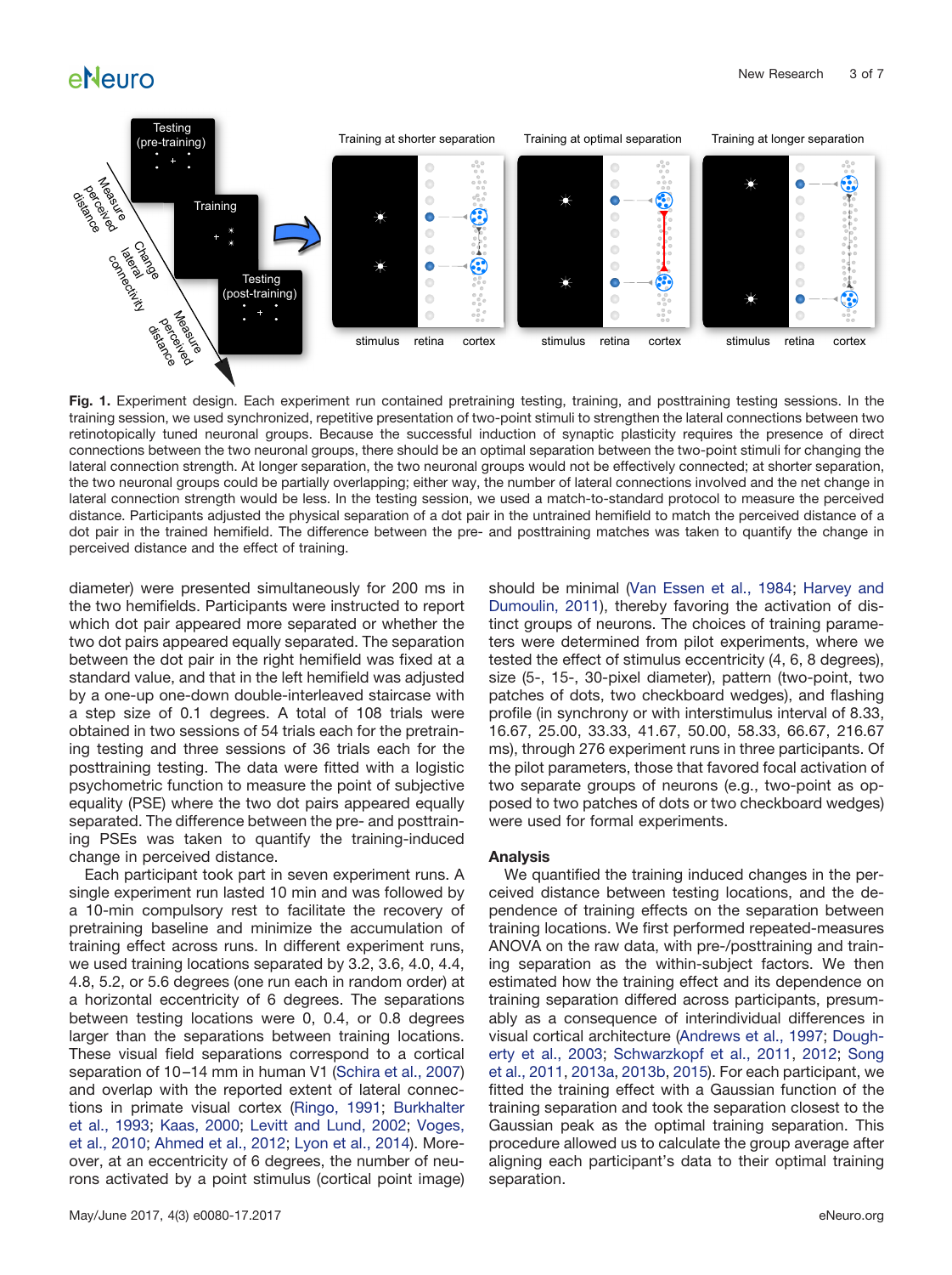**Fig. 1.** Experiment design. Each experiment run contained pretraining testing, training, and posttraining testing sessions. In the training session, we used synchronized, repetitive presentation of two-point stimuli to strengthen the lateral connections between two retinotopically tuned neuronal groups. Because the successful induction of synaptic plasticity requires the presence of direct connections between the two neuronal groups, there should be an optimal separation between the two-point stimuli for changing the lateral connection strength. At longer separation, the two neuronal groups would not be effectively connected; at shorter separation, the two neuronal groups could be partially overlapping; either way, the number of lateral connections involved and the net change in lateral connection strength would be less. In the testing session, we used a match-to-standard protocol to measure the perceived distance. Participants adjusted the physical separation of a dot pair in the untrained hemifield to match the perceived distance of a dot pair in the trained hemifield. The difference between the pre- and posttraining matches was taken to quantify the change in perceived distance and the effect of training.

diameter) were presented simultaneously for 200 ms in the two hemifields. Participants were instructed to report which dot pair appeared more separated or whether the two dot pairs appeared equally separated. The separation between the dot pair in the right hemifield was fixed at a standard value, and that in the left hemifield was adjusted by a one-up one-down double-interleaved staircase with a step size of 0.1 degrees. A total of 108 trials were obtained in two sessions of 54 trials each for the pretraining testing and three sessions of 36 trials each for the posttraining testing. The data were fitted with a logistic psychometric function to measure the point of subjective equality (PSE) where the two dot pairs appeared equally separated. The difference between the pre- and posttraining PSEs was taken to quantify the training-induced change in perceived distance.

Each participant took part in seven experiment runs. A single experiment run lasted 10 min and was followed by a 10-min compulsory rest to facilitate the recovery of pretraining baseline and minimize the accumulation of training effect across runs. In different experiment runs, we used training locations separated by 3.2, 3.6, 4.0, 4.4, 4.8, 5.2, or 5.6 degrees (one run each in random order) at a horizontal eccentricity of 6 degrees. The separations between testing locations were 0, 0.4, or 0.8 degrees larger than the separations between training locations. These visual field separations correspond to a cortical separation of 10–14 mm in human V1 (Schira et al., 2007) and overlap with the reported extent of lateral connections in primate visual cortex (Ringo, 1991; Burkhalter et al., 1993; Kaas, 2000; Levitt and Lund, 2002; Voges, et al., 2010; Ahmed et al., 2012; Lyon et al., 2014). Moreover, at an eccentricity of 6 degrees, the number of neurons activated by a point stimulus (cortical point image) should be minimal (Van Essen et al., 1984; Harvey and Dumoulin, 2011), thereby favoring the activation of distinct groups of neurons. The choices of training parameters were determined from pilot experiments, where we tested the effect of stimulus eccentricity (4, 6, 8 degrees), size (5-, 15-, 30-pixel diameter), pattern (two-point, two patches of dots, two checkboard wedges), and flashing profile (in synchrony or with interstimulus interval of 8.33, 16.67, 25.00, 33.33, 41.67, 50.00, 58.33, 66.67, 216.67 ms), through 276 experiment runs in three participants. Of the pilot parameters, those that favored focal activation of two separate groups of neurons (e.g., two-point as opposed to two patches of dots or two checkboard wedges) were used for formal experiments.

## Analysis

We quantified the training induced changes in the perceived distance between testing locations, and the dependence of training effects on the separation between training locations. We first performed repeated-measures ANOVA on the raw data, with pre-/posttraining and training separation as the within-subject factors. We then estimated how the training effect and its dependence on training separation differed across participants, presumably as a consequence of interindividual differences in visual cortical architecture (Andrews et al., 1997; Dougherty et al., 2003; Schwarzkopf et al., 2011, 2012; Song et al., 2011, 2013a, 2013b, 2015). For each participant, we fitted the training effect with a Gaussian function of the training separation and took the separation closest to the Gaussian peak as the optimal training separation. This procedure allowed us to calculate the group average after aligning each participant's data to their optimal training separation.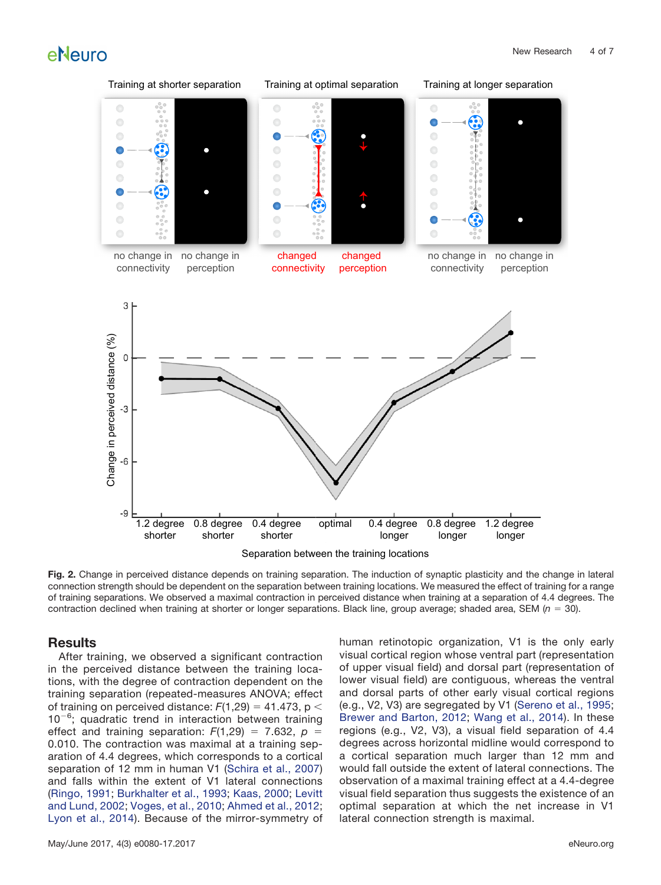Fig. 2. Change in perceived distance depends on training separation. The induction of synaptic plasticity and the change in lateral connection strength should be dependent on the separation between training locations. We measured the effect of training for a range of training separations. We observed a maximal contraction in perceived distance when training at a separation of 4.4 degrees. The contraction declined when training at shorter or longer separations. Black line, group average; shaded area, SEM ($n$ = 30).

## Results

After training, we observed a significant contraction in the perceived distance between the training locations, with the degree of contraction dependent on the training separation (repeated-measures ANOVA; effect of training on perceived distance: $F(1,29)$ = 41.473, $p < 10^{-6}$; quadratic trend in interaction between training effect and training separation: $F(1,29)$ = 7.632, $p$ = 0.010. The contraction was maximal at a training separation of 4.4 degrees, which corresponds to a cortical separation of 12 mm in human V1 (Schira et al., 2007) and falls within the extent of V1 lateral connections (Ringo, 1991; Burkhalter et al., 1993; Kaas, 2000; Levitt and Lund, 2002; Voges, et al., 2010; Ahmed et al., 2012; Lyon et al., 2014). Because of the mirror-symmetry of human retinotopic organization, V1 is the only early visual cortical region whose ventral part (representation of upper visual field) and dorsal part (representation of lower visual field) are contiguous, whereas the ventral and dorsal parts of other early visual cortical regions (e.g., V2, V3) are segregated by V1 (Sereno et al., 1995; Brewer and Barton, 2012; Wang et al., 2014). In these regions (e.g., V2, V3), a visual field separation of 4.4 degrees across horizontal midline would correspond to a cortical separation much larger than 12 mm and would fall outside the extent of lateral connections. The observation of a maximal training effect at a 4.4-degree visual field separation thus suggests the existence of an optimal separation at which the net increase in V1 lateral connection strength is maximal.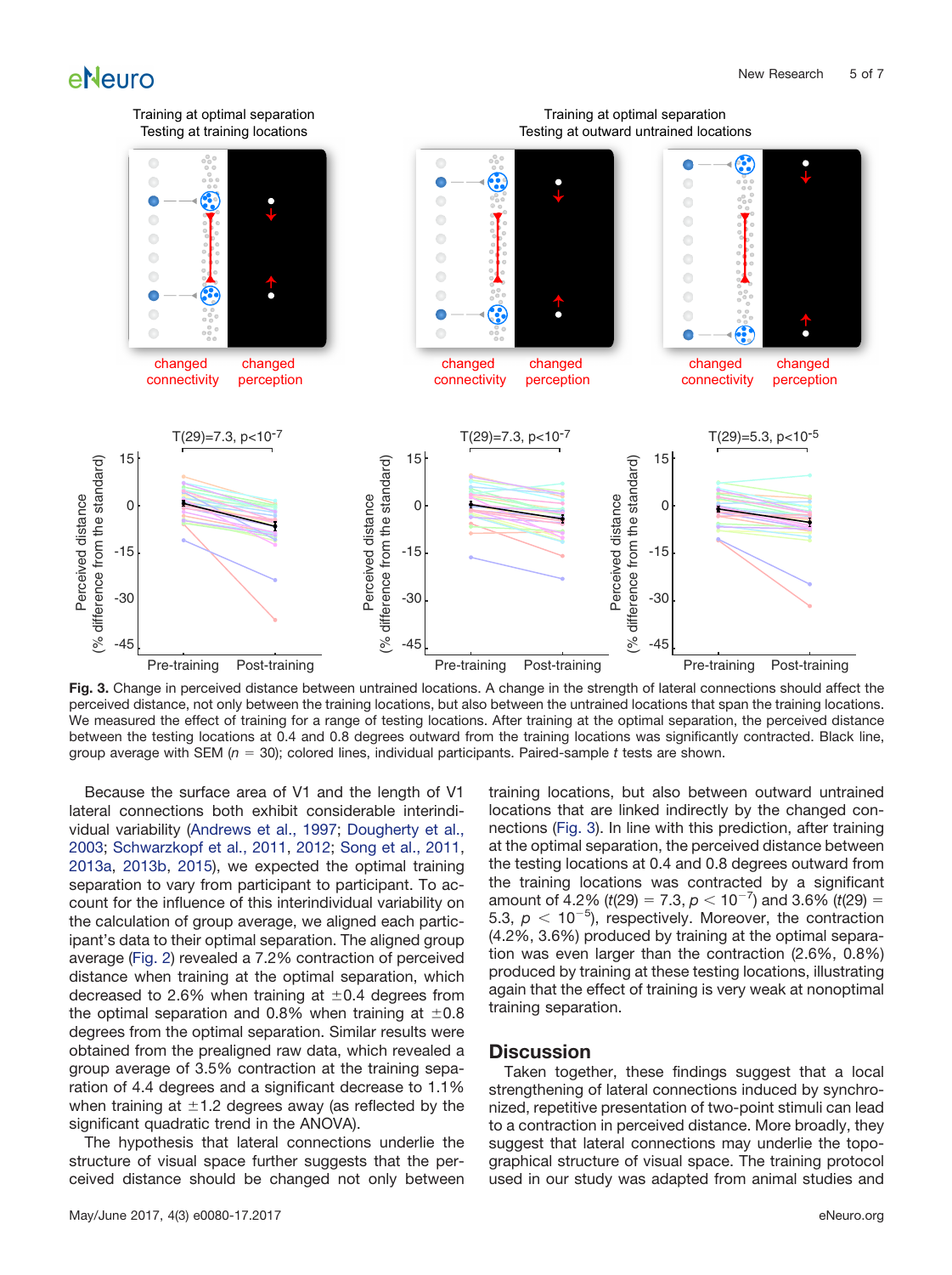**Fig. 3.** Change in perceived distance between untrained locations. A change in the strength of lateral connections should affect the perceived distance, not only between the training locations, but also between the untrained locations that span the training locations. We measured the effect of training for a range of testing locations. After training at the optimal separation, the perceived distance between the testing locations at 0.4 and 0.8 degrees outward from the training locations was significantly contracted. Black line, group average with SEM ($n$ = 30); colored lines, individual participants. Paired-sample $t$ tests are shown.

Because the surface area of V1 and the length of V1 lateral connections both exhibit considerable interindividual variability (Andrews et al., 1997; Dougherty et al., 2003; Schwarzkopf et al., 2011, 2012; Song et al., 2011, 2013a, 2013b, 2015), we expected the optimal training separation to vary from participant to participant. To account for the influence of this interindividual variability on the calculation of group average, we aligned each participant's data to their optimal separation. The aligned group average (Fig. 2) revealed a 7.2% contraction of perceived distance when training at the optimal separation, which decreased to 2.6% when training at ±0.4 degrees from the optimal separation and 0.8% when training at ±0.8 degrees from the optimal separation. Similar results were obtained from the prealigned raw data, which revealed a group average of 3.5% contraction at the training separation of 4.4 degrees and a significant decrease to 1.1% when training at ±1.2 degrees away (as reflected by the significant quadratic trend in the ANOVA).

The hypothesis that lateral connections underlie the structure of visual space further suggests that the perceived distance should be changed not only between training locations, but also between outward untrained locations that are linked indirectly by the changed connections (Fig. 3). In line with this prediction, after training at the optimal separation, the perceived distance between the testing locations at 0.4 and 0.8 degrees outward from the training locations was contracted by a significant amount of 4.2% ($t(29) = 7.3$, $p < 10^{-7}$) and 3.6% ($t(29) = 5.3$, $p < 10^{-5}$), respectively. Moreover, the contraction (4.2%, 3.6%) produced by training at the optimal separation was even larger than the contraction (2.6%, 0.8%) produced by training at these testing locations, illustrating again that the effect of training is very weak at nonoptimal training separation.

## Discussion

Taken together, these findings suggest that a local strengthening of lateral connections induced by synchronized, repetitive presentation of two-point stimuli can lead to a contraction in perceived distance. More broadly, they suggest that lateral connections may underlie the topographical structure of visual space. The training protocol used in our study was adapted from animal studies and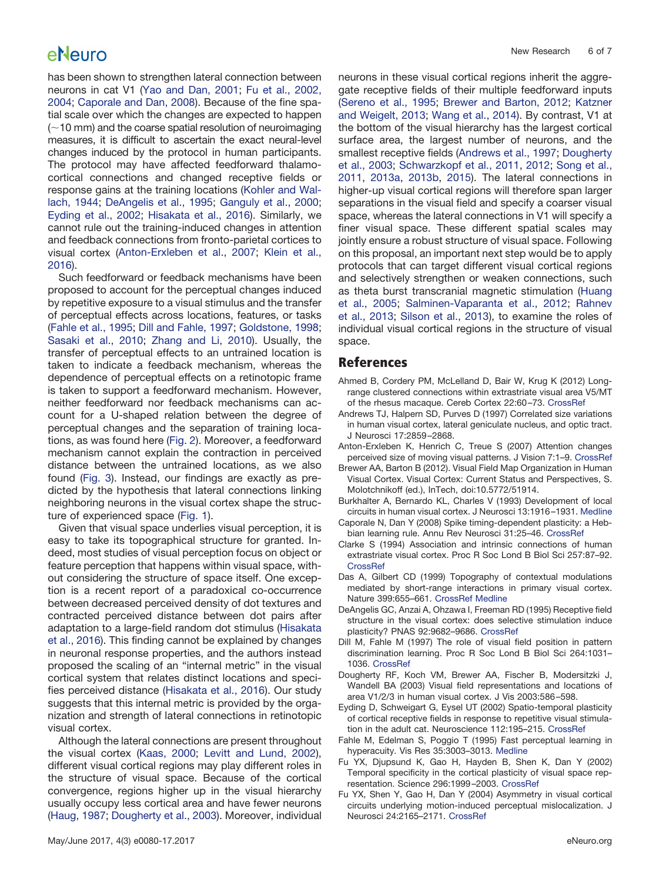has been shown to strengthen lateral connection between neurons in cat V1 (Yao and Dan, 2001; Fu et al., 2002, 2004; Caporale and Dan, 2008). Because of the fine spatial scale over which the changes are expected to happen (~10 mm) and the coarse spatial resolution of neuroimaging measures, it is difficult to ascertain the exact neural-level changes induced by the protocol in human participants. The protocol may have affected feedforward thalamocortical connections and changed receptive fields or response gains at the training locations (Kohler and Wallach, 1944; DeAngelis et al., 1995; Ganguly et al., 2000; Eyding et al., 2002; Hisakata et al., 2016). Similarly, we cannot rule out the training-induced changes in attention and feedback connections from fronto-parietal cortices to visual cortex (Anton-Erxleben et al., 2007; Klein et al., 2016).

Such feedforward or feedback mechanisms have been proposed to account for the perceptual changes induced by repetitive exposure to a visual stimulus and the transfer of perceptual effects across locations, features, or tasks (Fahle et al., 1995; Dill and Fahle, 1997; Goldstone, 1998; Sasaki et al., 2010; Zhang and Li, 2010). Usually, the transfer of perceptual effects to an untrained location is taken to indicate a feedback mechanism, whereas the dependence of perceptual effects on a retinotopic frame is taken to support a feedforward mechanism. However, neither feedforward nor feedback mechanisms can account for a U-shaped relation between the degree of perceptual changes and the separation of training locations, as was found here (Fig. 2). Moreover, a feedforward mechanism cannot explain the contraction in perceived distance between the untrained locations, as we also found (Fig. 3). Instead, our findings are exactly as predicted by the hypothesis that lateral connections linking neighboring neurons in the visual cortex shape the structure of experienced space (Fig. 1).

Given that visual space underlies visual perception, it is easy to take its topographical structure for granted. Indeed, most studies of visual perception focus on object or feature perception that happens within visual space, without considering the structure of space itself. One exception is a recent report of a paradoxical co-occurrence between decreased perceived density of dot textures and contracted perceived distance between dot pairs after adaptation to a large-field random dot stimulus (Hisakata et al., 2016). This finding cannot be explained by changes in neuronal response properties, and the authors instead proposed the scaling of an "internal metric" in the visual cortical system that relates distinct locations and specifies perceived distance (Hisakata et al., 2016). Our study suggests that this internal metric is provided by the organization and strength of lateral connections in retinotopic visual cortex.

Although the lateral connections are present throughout the visual cortex (Kaas, 2000; Levitt and Lund, 2002), different visual cortical regions may play different roles in the structure of visual space. Because of the cortical convergence, regions higher up in the visual hierarchy usually occupy less cortical area and have fewer neurons (Haug, 1987; Dougherty et al., 2003). Moreover, individual neurons in these visual cortical regions inherit the aggregate receptive fields of their multiple feedforward inputs (Sereno et al., 1995; Brewer and Barton, 2012; Katzner and Weigelt, 2013; Wang et al., 2014). By contrast, V1 at the bottom of the visual hierarchy has the largest cortical surface area, the largest number of neurons, and the smallest receptive fields (Andrews et al., 1997; Dougherty et al., 2003; Schwarzkopf et al., 2011, 2012; Song et al., 2011, 2013a, 2013b, 2015). The lateral connections in higher-up visual cortical regions will therefore span larger separations in the visual field and specify a coarser visual space, whereas the lateral connections in V1 will specify a finer visual space. These different spatial scales may jointly ensure a robust structure of visual space. Following on this proposal, an important next step would be to apply protocols that can target different visual cortical regions and selectively strengthen or weaken connections, such as theta burst transcranial magnetic stimulation (Huang et al., 2005; Salminen-Vaparanta et al., 2012; Rahnev et al., 2013; Silson et al., 2013), to examine the roles of individual visual cortical regions in the structure of visual space.

## References

Ahmed B, Cordery PM, McLelland D, Bair W, Krug K (2012) Long-range clustered connections within extrastriate visual area V5/MT of the rhesus macaque. Cereb Cortex 22:60–73. CrossRef

Andrews TJ, Halpern SD, Purves D (1997) Correlated size variations in human visual cortex, lateral geniculate nucleus, and optic tract. J Neurosci 17:2859–2868.

Anton-Erxleben K, Henrich C, Treue S (2007) Attention changes perceived size of moving visual patterns. J Vision 7:1–9. CrossRef

Brewer AA, Barton B (2012). Visual Field Map Organization in Human Visual Cortex. Visual Cortex: Current Status and Perspectives, S. Molotchnikoff (ed.), InTech, doi:10.5772/51914.

Burkhalter A, Bernardo KL, Charles V (1993) Development of local circuits in human visual cortex. J Neurosci 13:1916–1931. Medline

Caporale N, Dan Y (2008) Spike timing-dependent plasticity: a Hebbian learning rule. Annu Rev Neurosci 31:25–46. CrossRef

Clarke S (1994) Association and intrinsic connections of human extrastriate visual cortex. Proc R Soc Lond B Biol Sci 257:87–92. CrossRef

Das A, Gilbert CD (1999) Topography of contextual modulations mediated by short-range interactions in primary visual cortex. Nature 399:655–661. CrossRef Medline

DeAngelis GC, Anzai A, Ohzawa I, Freeman RD (1995) Receptive field structure in the visual cortex: does selective stimulation induce plasticity? PNAS 92:9682–9686. CrossRef

Dill M, Fahle M (1997) The role of visual field position in pattern discrimination learning. Proc R Soc Lond B Biol Sci 264:1031–1036. CrossRef

Dougherty RF, Koch VM, Brewer AA, Fischer B, Modersitzki J, Wandell BA (2003) Visual field representations and locations of area V1/2/3 in human visual cortex. J Vis 2003:586–598.

Eyding D, Schweigart G, Eysel UT (2002) Spatio-temporal plasticity of cortical receptive fields in response to repetitive visual stimulation in the adult cat. Neuroscience 112:195–215. CrossRef

Fahle M, Edelman S, Poggio T (1995) Fast perceptual learning in hyperacuity. Vis Res 35:3003–3013. Medline

Fu YX, Djupsund K, Gao H, Hayden B, Shen K, Dan Y (2002) Temporal specificity in the cortical plasticity of visual space representation. Science 296:1999–2003. CrossRef

Fu YX, Shen Y, Gao H, Dan Y (2004) Asymmetry in visual cortical circuits underlying motion-induced perceptual mislocalization. J Neurosci 24:2165–2171. CrossRef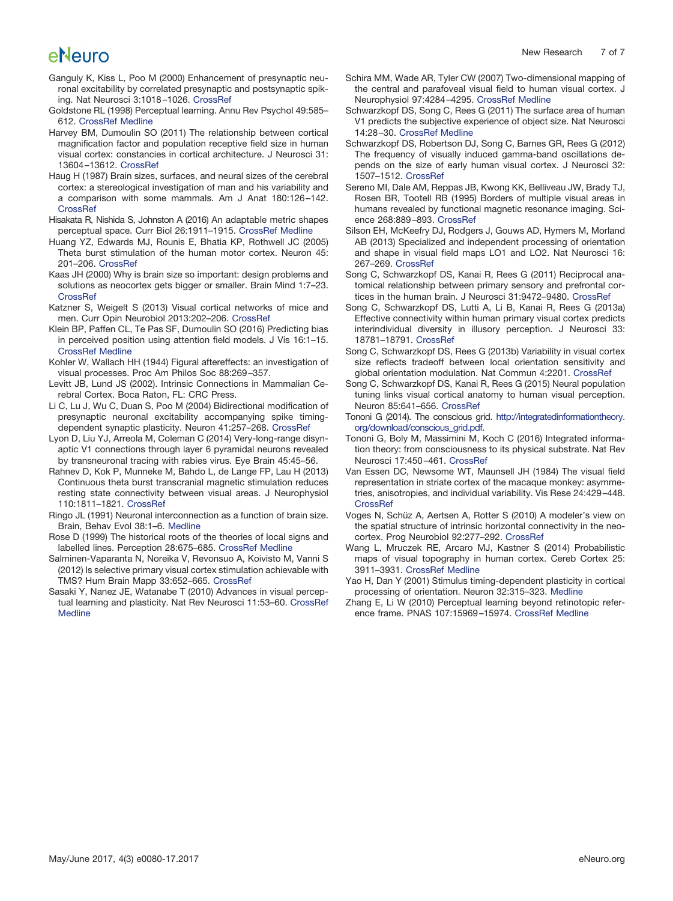Ganguly K, Kiss L, Poo M (2000) Enhancement of presynaptic neuronal excitability by correlated presynaptic and postsynaptic spiking. Nat Neurosci 3:1018–1026. CrossRef

Goldstone RL (1998) Perceptual learning. Annu Rev Psychol 49:585–612. CrossRef Medline

Harvey BM, Dumoulin SO (2011) The relationship between cortical magnification factor and population receptive field size in human visual cortex: constancies in cortical architecture. J Neurosci 31: 13604–13612. CrossRef

Haug H (1987) Brain sizes, surfaces, and neural sizes of the cerebral cortex: a stereological investigation of man and his variability and a comparison with some mammals. Am J Anat 180:126–142. CrossRef

Hisakata R, Nishida S, Johnston A (2016) An adaptable metric shapes perceptual space. Curr Biol 26:1911–1915. CrossRef Medline

Huang YZ, Edwards MJ, Rounis E, Bhatia KP, Rothwell JC (2005) Theta burst stimulation of the human motor cortex. Neuron 45: 201–206. CrossRef

Kaas JH (2000) Why is brain size so important: design problems and solutions as neocortex gets bigger or smaller. Brain Mind 1:7–23. CrossRef

Katzner S, Weigelt S (2013) Visual cortical networks of mice and men. Curr Opin Neurobiol 2013:202–206. CrossRef

Klein BP, Paffen CL, Te Pas SF, Dumoulin SO (2016) Predicting bias in perceived position using attention field models. J Vis 16:1–15. CrossRef Medline

Kohler W, Wallach HH (1944) Figural aftereffects: an investigation of visual processes. Proc Am Philos Soc 88:269–357.

Levitt JB, Lund JS (2002). Intrinsic Connections in Mammalian Cerebral Cortex. Boca Raton, FL: CRC Press.

Li C, Lu J, Wu C, Duan S, Poo M (2004) Bidirectional modification of presynaptic neuronal excitability accompanying spike timing-dependent synaptic plasticity. Neuron 41:257–268. CrossRef

Lyon D, Liu YJ, Arreola M, Coleman C (2014) Very-long-range disynaptic V1 connections through layer 6 pyramidal neurons revealed by transneuronal tracing with rabies virus. Eye Brain 45:45–56.

Rahnev D, Kok P, Munneke M, Bahdo L, de Lange FP, Lau H (2013) Continuous theta burst transcranial magnetic stimulation reduces resting state connectivity between visual areas. J Neurophysiol 110:1811–1821. CrossRef

Ringo JL (1991) Neuronal interconnection as a function of brain size. Brain, Behav Evol 38:1–6. Medline

Rose D (1999) The historical roots of the theories of local signs and labelled lines. Perception 28:675–685. CrossRef Medline

Salminen-Vaparanta N, Noreika V, Revonsuo A, Koivisto M, Vanni S (2012) Is selective primary visual cortex stimulation achievable with TMS? Hum Brain Mapp 33:652–665. CrossRef

Sasaki Y, Nanez JE, Watanabe T (2010) Advances in visual perceptual learning and plasticity. Nat Rev Neurosci 11:53–60. CrossRef Medline

Schira MM, Wade AR, Tyler CW (2007) Two-dimensional mapping of the central and parafoveal visual field to human visual cortex. J Neurophysiol 97:4284–4295. CrossRef Medline

Schwarzkopf DS, Song C, Rees G (2011) The surface area of human V1 predicts the subjective experience of object size. Nat Neurosci 14:28–30. CrossRef Medline

Schwarzkopf DS, Robertson DJ, Song C, Barnes GR, Rees G (2012) The frequency of visually induced gamma-band oscillations depends on the size of early human visual cortex. J Neurosci 32: 1507–1512. CrossRef

Sereno MI, Dale AM, Reppas JB, Kwong KK, Belliveau JW, Brady TJ, Rosen BR, Tootell RB (1995) Borders of multiple visual areas in humans revealed by functional magnetic resonance imaging. Science 268:889–893. CrossRef

Silson EH, McKeefry DJ, Rodgers J, Gouws AD, Hymers M, Morland AB (2013) Specialized and independent processing of orientation and shape in visual field maps LO1 and LO2. Nat Neurosci 16: 267–269. CrossRef

Song C, Schwarzkopf DS, Kanai R, Rees G (2011) Reciprocal anatomical relationship between primary sensory and prefrontal cortices in the human brain. J Neurosci 31:9472–9480. CrossRef

Song C, Schwarzkopf DS, Lutti A, Li B, Kanai R, Rees G (2013a) Effective connectivity within human primary visual cortex predicts interindividual diversity in illusory perception. J Neurosci 33: 18781–18791. CrossRef

Song C, Schwarzkopf DS, Rees G (2013b) Variability in visual cortex size reflects tradeoff between local orientation sensitivity and global orientation modulation. Nat Commun 4:2201. CrossRef

Song C, Schwarzkopf DS, Kanai R, Rees G (2015) Neural population tuning links visual cortical anatomy to human visual perception. Neuron 85:641–656. CrossRef

Tononi G (2014). The conscious grid. http://integratedinformationtheory.org/download/conscious_grid.pdf.

Tononi G, Boly M, Massimini M, Koch C (2016) Integrated information theory: from consciousness to its physical substrate. Nat Rev Neurosci 17:450–461. CrossRef

Van Essen DC, Newsome WT, Maunsell JH (1984) The visual field representation in striate cortex of the macaque monkey: asymmetries, anisotropies, and individual variability. Vis Rese 24:429–448. CrossRef

Voges N, Schüz A, Aertsen A, Rotter S (2010) A modeler's view on the spatial structure of intrinsic horizontal connectivity in the neocortex. Prog Neurobiol 92:277–292. CrossRef

Wang L, Mruczek RE, Arcaro MJ, Kastner S (2014) Probabilistic maps of visual topography in human cortex. Cereb Cortex 25: 3911–3931. CrossRef Medline

Yao H, Dan Y (2001) Stimulus timing-dependent plasticity in cortical processing of orientation. Neuron 32:315–323. Medline

Zhang E, Li W (2010) Perceptual learning beyond retinotopic reference frame. PNAS 107:15969–15974. CrossRef Medline